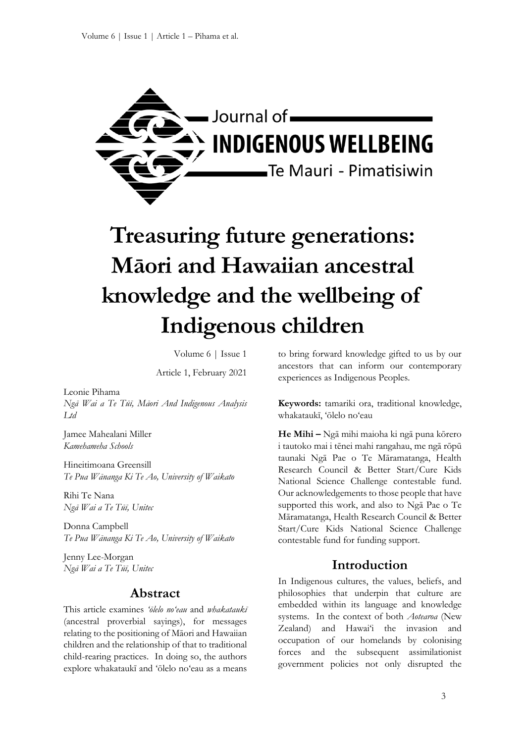# Treasuring future generations: Māori and Hawaiian ancestral knowledge and the wellbeing of Indigenous children

Volume 6 | Issue 1

Article 1, February 2021

Leonie Pihama
*Ngā Wai a Te Tūī, Māori And Indigenous Analysis Ltd*

Jamee Mahealani Miller
*Kamehameha Schools*

Hineitimoana Greensill
*Te Pua Wānanga Ki Te Ao, University of Waikato*

Rihi Te Nana
*Ngā Wai a Te Tūī, Unitec*

Donna Campbell
*Te Pua Wānanga Ki Te Ao, University of Waikato*

Jenny Lee-Morgan
*Ngā Wai a Te Tūī, Unitec*

## Abstract

This article examines *ʻōlelo noʻeau* and *whakataukī* (ancestral proverbial sayings), for messages relating to the positioning of Māori and Hawaiian children and the relationship of that to traditional child-rearing practices. In doing so, the authors explore whakataukī and ʻōlelo noʻeau as a means to bring forward knowledge gifted to us by our ancestors that can inform our contemporary experiences as Indigenous Peoples.

**Keywords:** tamariki ora, traditional knowledge, whakataukī, ʻōlelo noʻeau

**He Mihi –** Ngā mihi maioha ki ngā puna kōrero i tautoko mai i tēnei mahi rangahau, me ngā rōpū taunaki Ngā Pae o Te Māramatanga, Health Research Council & Better Start/Cure Kids National Science Challenge contestable fund. Our acknowledgements to those people that have supported this work, and also to Ngā Pae o Te Māramatanga, Health Research Council & Better Start/Cure Kids National Science Challenge contestable fund for funding support.

## Introduction

In Indigenous cultures, the values, beliefs, and philosophies that underpin that culture are embedded within its language and knowledge systems. In the context of both *Aotearoa* (New Zealand) and Hawaiʻi the invasion and occupation of our homelands by colonising forces and the subsequent assimilationist government policies not only disrupted the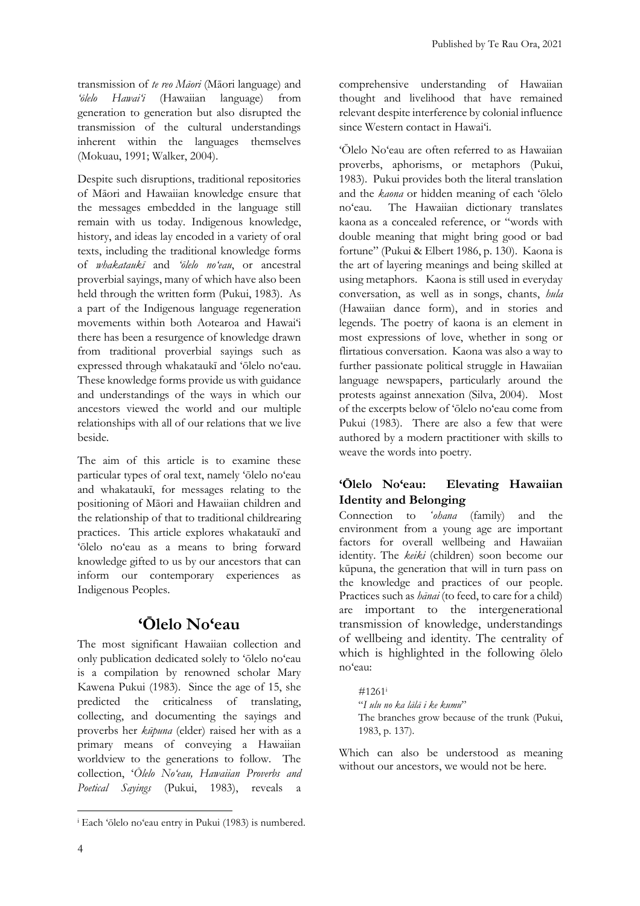transmission of *te reo Māori* (Māori language) and *ʻōlelo Hawaiʻi* (Hawaiian language) from generation to generation but also disrupted the transmission of the cultural understandings inherent within the languages themselves (Mokuau, 1991; Walker, 2004).

Despite such disruptions, traditional repositories of Māori and Hawaiian knowledge ensure that the messages embedded in the language still remain with us today. Indigenous knowledge, history, and ideas lay encoded in a variety of oral texts, including the traditional knowledge forms of *whakataukī* and *ʻōlelo noʻeau*, or ancestral proverbial sayings, many of which have also been held through the written form (Pukui, 1983). As a part of the Indigenous language regeneration movements within both Aotearoa and Hawaiʻi there has been a resurgence of knowledge drawn from traditional proverbial sayings such as expressed through whakataukī and ʻōlelo noʻeau. These knowledge forms provide us with guidance and understandings of the ways in which our ancestors viewed the world and our multiple relationships with all of our relations that we live beside.

The aim of this article is to examine these particular types of oral text, namely ʻōlelo noʻeau and whakataukī, for messages relating to the positioning of Māori and Hawaiian children and the relationship of that to traditional childrearing practices. This article explores whakataukī and ʻōlelo noʻeau as a means to bring forward knowledge gifted to us by our ancestors that can inform our contemporary experiences as Indigenous Peoples.

## ʻŌlelo Noʻeau

The most significant Hawaiian collection and only publication dedicated solely to ʻōlelo noʻeau is a compilation by renowned scholar Mary Kawena Pukui (1983). Since the age of 15, she predicted the criticalness of translating, collecting, and documenting the sayings and proverbs her *kūpuna* (elder) raised her with as a primary means of conveying a Hawaiian worldview to the generations to follow. The collection, *ʻŌlelo Noʻeau, Hawaiian Proverbs and Poetical Sayings* (Pukui, 1983), reveals a comprehensive understanding of Hawaiian thought and livelihood that have remained relevant despite interference by colonial influence since Western contact in Hawaiʻi.

ʻŌlelo Noʻeau are often referred to as Hawaiian proverbs, aphorisms, or metaphors (Pukui, 1983). Pukui provides both the literal translation and the *kaona* or hidden meaning of each ʻōlelo noʻeau. The Hawaiian dictionary translates kaona as a concealed reference, or "words with double meaning that might bring good or bad fortune" (Pukui & Elbert 1986, p. 130). Kaona is the art of layering meanings and being skilled at using metaphors. Kaona is still used in everyday conversation, as well as in songs, chants, *hula* (Hawaiian dance form), and in stories and legends. The poetry of kaona is an element in most expressions of love, whether in song or flirtatious conversation. Kaona was also a way to further passionate political struggle in Hawaiian language newspapers, particularly around the protests against annexation (Silva, 2004). Most of the excerpts below of ʻōlelo noʻeau come from Pukui (1983). There are also a few that were authored by a modern practitioner with skills to weave the words into poetry.

### ʻŌlelo Noʻeau: Elevating Hawaiian Identity and Belonging

Connection to *ʻohana* (family) and the environment from a young age are important factors for overall wellbeing and Hawaiian identity. The *keiki* (children) soon become our kūpuna, the generation that will in turn pass on the knowledge and practices of our people. Practices such as *hānai* (to feed, to care for a child) are important to the intergenerational transmission of knowledge, understandings of wellbeing and identity. The centrality of which is highlighted in the following ōlelo noʻeau:

> #1261[i]
> "*I ulu no ka lālā i ke kumu*"
> The branches grow because of the trunk (Pukui, 1983, p. 137).

Which can also be understood as meaning without our ancestors, we would not be here.

[i] Each ʻōlelo noʻeau entry in Pukui (1983) is numbered.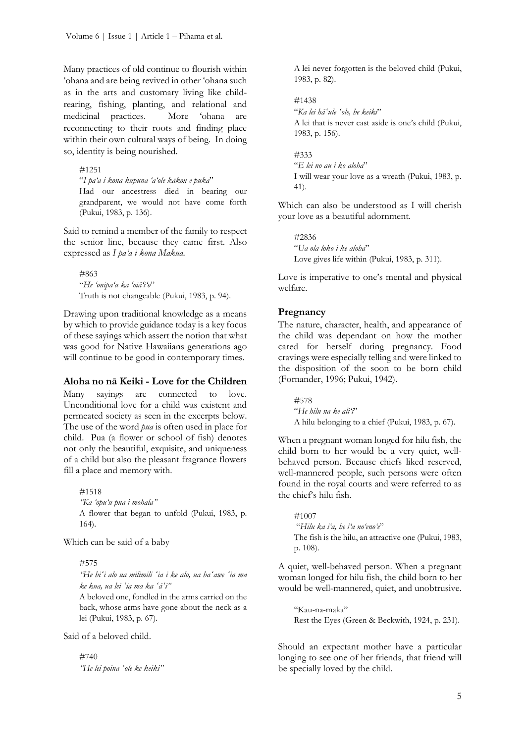Many practices of old continue to flourish within ʻohana and are being revived in other ʻohana such as in the arts and customary living like child-rearing, fishing, planting, and relational and medicinal practices. More ʻohana are reconnecting to their roots and finding place within their own cultural ways of being. In doing so, identity is being nourished.

> #1251
> "*I paʻa i kona kupuna ʻaʻole kākou e puka*"
> Had our ancestress died in bearing our grandparent, we would not have come forth (Pukui, 1983, p. 136).

Said to remind a member of the family to respect the senior line, because they came first. Also expressed as *I paʻa i kona Makua.*

> #863
> "*He ʻonipaʻa ka ʻoiāʻiʻo*"
> Truth is not changeable (Pukui, 1983, p. 94).

Drawing upon traditional knowledge as a means by which to provide guidance today is a key focus of these sayings which assert the notion that what was good for Native Hawaiians generations ago will continue to be good in contemporary times.

### Aloha no nā Keiki - Love for the Children

Many sayings are connected to love. Unconditional love for a child was existent and permeated society as seen in the excerpts below. The use of the word *pua* is often used in place for child. Pua (a flower or school of fish) denotes not only the beautiful, exquisite, and uniqueness of a child but also the pleasant fragrance flowers fill a place and memory with.

> #1518
> *"Ka ʻōpuʻu pua i mōhala"*
> A flower that began to unfold (Pukui, 1983, p. 164).

Which can be said of a baby

> #575
> *"He hiʻi alo ua milimili ʻia i ke alo, ua haʻawe ʻia ma ke kua, ua lei ʻia ma ka ʻāʻī"*
> A beloved one, fondled in the arms carried on the back, whose arms have gone about the neck as a lei (Pukui, 1983, p. 67).

Said of a beloved child.

> #740
> *"He lei poina ʻole ke keiki"*
> A lei never forgotten is the beloved child (Pukui, 1983, p. 82).

> #1438
> "*Ka lei hāʻule ʻole, he keiki*"
> A lei that is never cast aside is one's child (Pukui, 1983, p. 156).

> #333
> "*E lei no au i ko aloha*"
> I will wear your love as a wreath (Pukui, 1983, p. 41).

Which can also be understood as I will cherish your love as a beautiful adornment.

> #2836
> "*Ua ola loko i ke aloha*"
> Love gives life within (Pukui, 1983, p. 311).

Love is imperative to one's mental and physical welfare.

### Pregnancy

The nature, character, health, and appearance of the child was dependant on how the mother cared for herself during pregnancy. Food cravings were especially telling and were linked to the disposition of the soon to be born child (Fornander, 1996; Pukui, 1942).

> #578
> "*He hilu na ke aliʻi*"
> A hilu belonging to a chief (Pukui, 1983, p. 67).

When a pregnant woman longed for hilu fish, the child born to her would be a very quiet, well-behaved person. Because chiefs liked reserved, well-mannered people, such persons were often found in the royal courts and were referred to as the chief's hilu fish.

> #1007
> "*Hilu ka iʻa, he iʻa noʻenoʻe*"
> The fish is the hilu, an attractive one (Pukui, 1983, p. 108).

A quiet, well-behaved person. When a pregnant woman longed for hilu fish, the child born to her would be well-mannered, quiet, and unobtrusive.

> "Kau-na-maka"
> Rest the Eyes (Green & Beckwith, 1924, p. 231).

Should an expectant mother have a particular longing to see one of her friends, that friend will be specially loved by the child.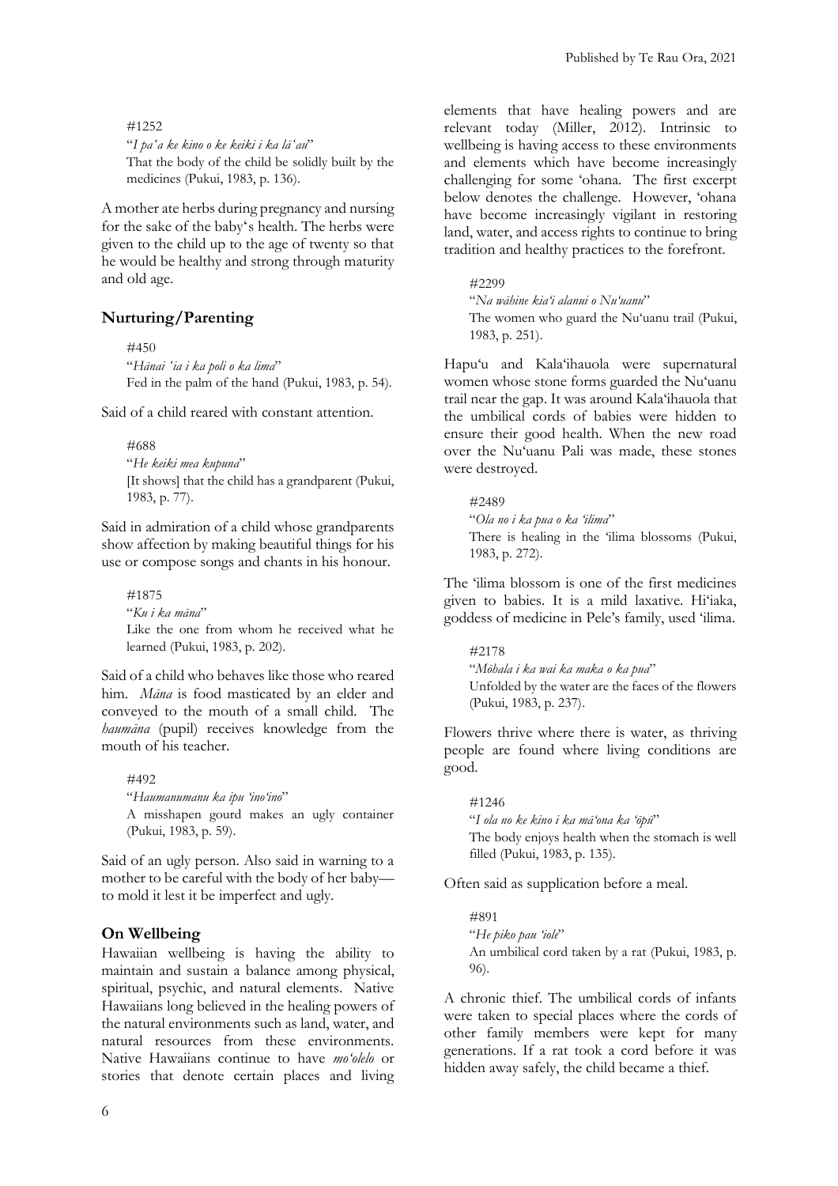#1252

"*I paʻa ke kino o ke keiki i ka lāʻau*"

That the body of the child be solidly built by the medicines (Pukui, 1983, p. 136).

A mother ate herbs during pregnancy and nursing for the sake of the baby's health. The herbs were given to the child up to the age of twenty so that he would be healthy and strong through maturity and old age.

## Nurturing/Parenting

#450

"*Hānai ʻia i ka poli o ka lima*"

Fed in the palm of the hand (Pukui, 1983, p. 54).

Said of a child reared with constant attention.

#688

"*He keiki mea kupuna*"

[It shows] that the child has a grandparent (Pukui, 1983, p. 77).

Said in admiration of a child whose grandparents show affection by making beautiful things for his use or compose songs and chants in his honour.

#1875

"*Ku i ka māna*"

Like the one from whom he received what he learned (Pukui, 1983, p. 202).

Said of a child who behaves like those who reared him. *Māna* is food masticated by an elder and conveyed to the mouth of a small child. The *haumāna* (pupil) receives knowledge from the mouth of his teacher.

#492

"*Haumanumanu ka ipu ʻinoʻino*"

A misshapen gourd makes an ugly container (Pukui, 1983, p. 59).

Said of an ugly person. Also said in warning to a mother to be careful with the body of her baby—to mold it lest it be imperfect and ugly.

## On Wellbeing

Hawaiian wellbeing is having the ability to maintain and sustain a balance among physical, spiritual, psychic, and natural elements. Native Hawaiians long believed in the healing powers of the natural environments such as land, water, and natural resources from these environments. Native Hawaiians continue to have *moʻolelo* or stories that denote certain places and living elements that have healing powers and are relevant today (Miller, 2012). Intrinsic to wellbeing is having access to these environments and elements which have become increasingly challenging for some ʻohana. The first excerpt below denotes the challenge. However, ʻohana have become increasingly vigilant in restoring land, water, and access rights to continue to bring tradition and healthy practices to the forefront.

#2299

"*Na wāhine kiaʻi alanui o Nuʻuanu*"

The women who guard the Nuʻuanu trail (Pukui, 1983, p. 251).

Hapuʻu and Kalaʻihauola were supernatural women whose stone forms guarded the Nuʻuanu trail near the gap. It was around Kalaʻihauola that the umbilical cords of babies were hidden to ensure their good health. When the new road over the Nuʻuanu Pali was made, these stones were destroyed.

#2489

"*Ola no i ka pua o ka ʻilima*"

There is healing in the ʻilima blossoms (Pukui, 1983, p. 272).

The ʻilima blossom is one of the first medicines given to babies. It is a mild laxative. Hiʻiaka, goddess of medicine in Pele's family, used ʻilima.

#2178

"*Mōhala i ka wai ka maka o ka pua*"

Unfolded by the water are the faces of the flowers (Pukui, 1983, p. 237).

Flowers thrive where there is water, as thriving people are found where living conditions are good.

#1246

"*I ola no ke kino i ka māʻona ka ʻōpū*"

The body enjoys health when the stomach is well filled (Pukui, 1983, p. 135).

Often said as supplication before a meal.

#891

"*He piko pau ʻiole*"

An umbilical cord taken by a rat (Pukui, 1983, p. 96).

A chronic thief. The umbilical cords of infants were taken to special places where the cords of other family members were kept for many generations. If a rat took a cord before it was hidden away safely, the child became a thief.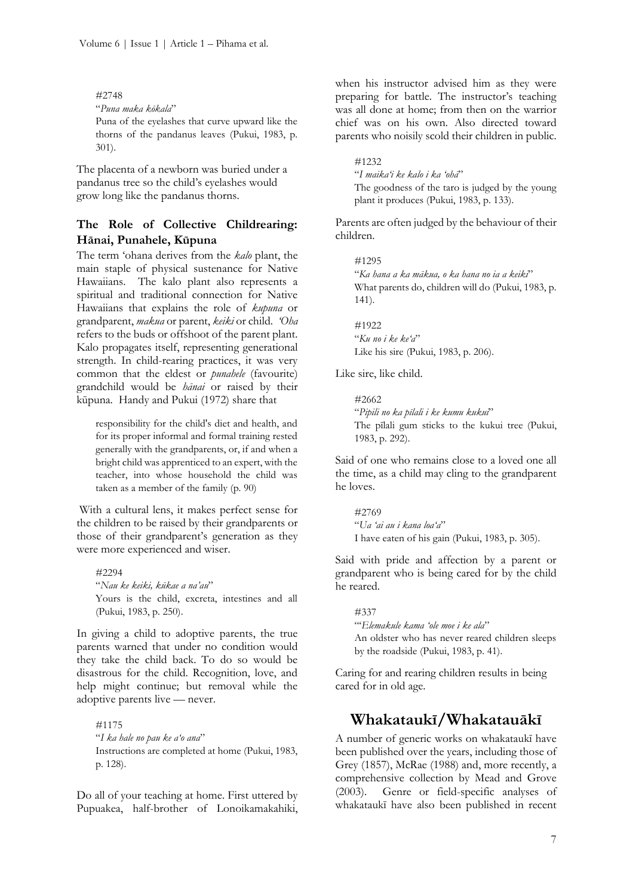#2748
"*Puna maka kōkala*"
Puna of the eyelashes that curve upward like the thorns of the pandanus leaves (Pukui, 1983, p. 301).

The placenta of a newborn was buried under a pandanus tree so the child's eyelashes would grow long like the pandanus thorns.

### The Role of Collective Childrearing: Hānai, Punahele, Kūpuna

The term ʻohana derives from the *kalo* plant, the main staple of physical sustenance for Native Hawaiians. The kalo plant also represents a spiritual and traditional connection for Native Hawaiians that explains the role of *kupuna* or grandparent, *makua* or parent, *keiki* or child. *ʻOha* refers to the buds or offshoot of the parent plant. Kalo propagates itself, representing generational strength. In child-rearing practices, it was very common that the eldest or *punahele* (favourite) grandchild would be *hānai* or raised by their kūpuna. Handy and Pukui (1972) share that

> responsibility for the child's diet and health, and for its proper informal and formal training rested generally with the grandparents, or, if and when a bright child was apprenticed to an expert, with the teacher, into whose household the child was taken as a member of the family (p. 90)

With a cultural lens, it makes perfect sense for the children to be raised by their grandparents or those of their grandparent's generation as they were more experienced and wiser.

#2294
"*Nau ke keiki, kūkae a na'au*"
Yours is the child, excreta, intestines and all (Pukui, 1983, p. 250).

In giving a child to adoptive parents, the true parents warned that under no condition would they take the child back. To do so would be disastrous for the child. Recognition, love, and help might continue; but removal while the adoptive parents live — never.

#1175
"*I ka hale no pau ke aʻo ana*"
Instructions are completed at home (Pukui, 1983, p. 128).

Do all of your teaching at home. First uttered by Pupuakea, half-brother of Lonoikamakahiki, when his instructor advised him as they were preparing for battle. The instructor's teaching was all done at home; from then on the warrior chief was on his own. Also directed toward parents who noisily scold their children in public.

#1232
"*I maikaʻi ke kalo i ka ʻohā*"
The goodness of the taro is judged by the young plant it produces (Pukui, 1983, p. 133).

Parents are often judged by the behaviour of their children.

#1295
"*Ka hana a ka mākua, o ka hana no ia a keikī*"
What parents do, children will do (Pukui, 1983, p. 141).

#1922
"*Ku no i ke keʻa*"
Like his sire (Pukui, 1983, p. 206).

Like sire, like child.

#2662
"*Pipili no ka pīlali i ke kumu kukui*"
The pīlali gum sticks to the kukui tree (Pukui, 1983, p. 292).

Said of one who remains close to a loved one all the time, as a child may cling to the grandparent he loves.

#2769
"*Ua ʻai au i kana loaʻa*"
I have eaten of his gain (Pukui, 1983, p. 305).

Said with pride and affection by a parent or grandparent who is being cared for by the child he reared.

#337
"ʻ*Elemakule kama ʻole moe i ke ala*"
An oldster who has never reared children sleeps by the roadside (Pukui, 1983, p. 41).

Caring for and rearing children results in being cared for in old age.

## Whakataukī/Whakatauākī

A number of generic works on whakataukī have been published over the years, including those of Grey (1857), McRae (1988) and, more recently, a comprehensive collection by Mead and Grove (2003). Genre or field-specific analyses of whakataukī have also been published in recent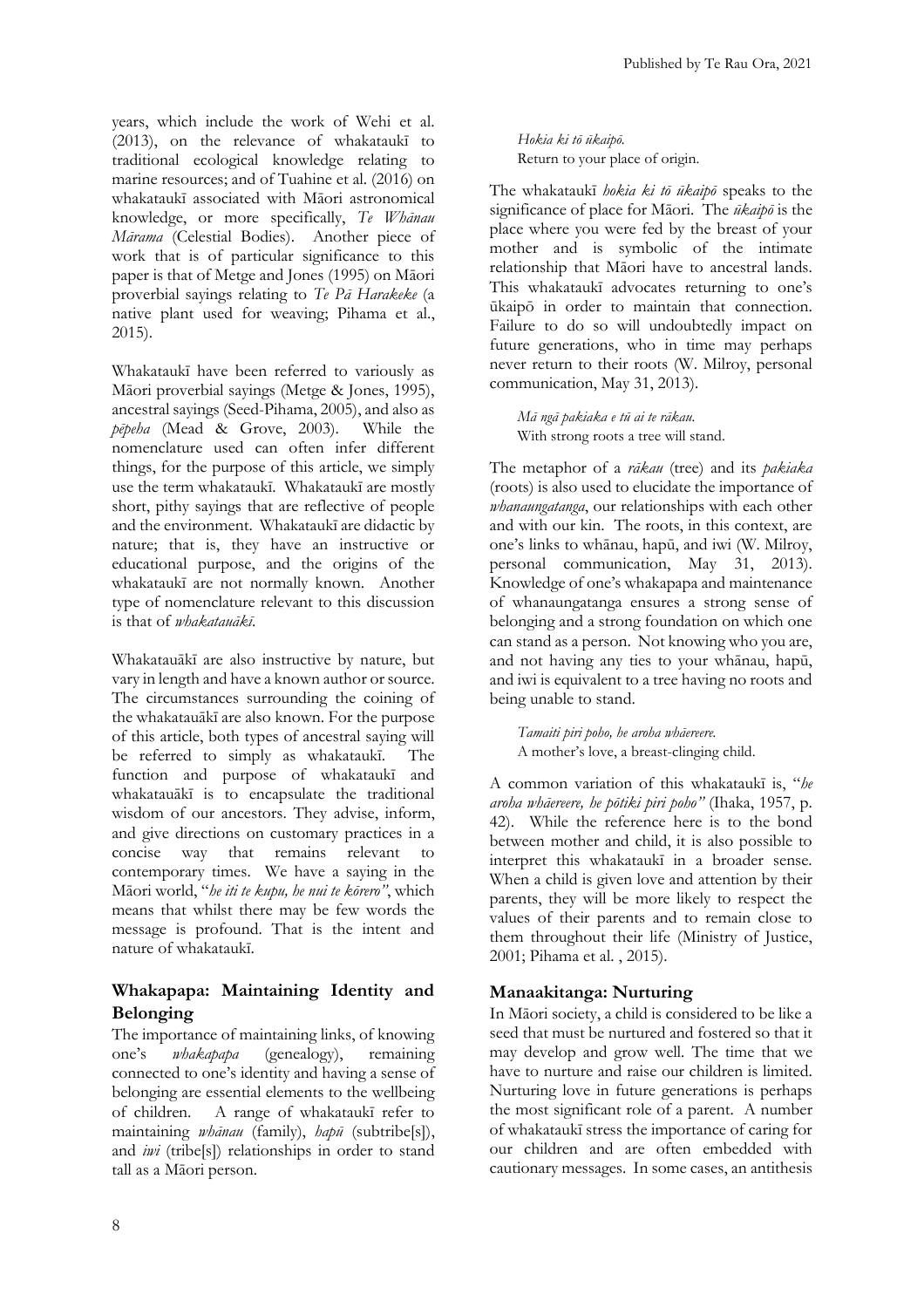years, which include the work of Wehi et al. (2013), on the relevance of whakataukī to traditional ecological knowledge relating to marine resources; and of Tuahine et al. (2016) on whakataukī associated with Māori astronomical knowledge, or more specifically, *Te Whānau Mārama* (Celestial Bodies). Another piece of work that is of particular significance to this paper is that of Metge and Jones (1995) on Māori proverbial sayings relating to *Te Pā Harakeke* (a native plant used for weaving; Pihama et al., 2015).

Whakataukī have been referred to variously as Māori proverbial sayings (Metge & Jones, 1995), ancestral sayings (Seed-Pihama, 2005), and also as *pēpeha* (Mead & Grove, 2003). While the nomenclature used can often infer different things, for the purpose of this article, we simply use the term whakataukī. Whakataukī are mostly short, pithy sayings that are reflective of people and the environment. Whakataukī are didactic by nature; that is, they have an instructive or educational purpose, and the origins of the whakataukī are not normally known. Another type of nomenclature relevant to this discussion is that of *whakatauākī*.

Whakatauākī are also instructive by nature, but vary in length and have a known author or source. The circumstances surrounding the coining of the whakatauākī are also known. For the purpose of this article, both types of ancestral saying will be referred to simply as whakataukī. The function and purpose of whakataukī and whakatauākī is to encapsulate the traditional wisdom of our ancestors. They advise, inform, and give directions on customary practices in a concise way that remains relevant to contemporary times. We have a saying in the Māori world, "*he iti te kupu, he nui te kōrero*", which means that whilst there may be few words the message is profound. That is the intent and nature of whakataukī.

## Whakapapa: Maintaining Identity and Belonging

The importance of maintaining links, of knowing one's *whakapapa* (genealogy), remaining connected to one's identity and having a sense of belonging are essential elements to the wellbeing of children. A range of whakataukī refer to maintaining *whānau* (family), *hapū* (subtribe[s]), and *iwi* (tribe[s]) relationships in order to stand tall as a Māori person.

> *Hokia ki tō ūkaipō.*
> Return to your place of origin.

The whakataukī *hokia ki tō ūkaipō* speaks to the significance of place for Māori. The *ūkaipō* is the place where you were fed by the breast of your mother and is symbolic of the intimate relationship that Māori have to ancestral lands. This whakataukī advocates returning to one's ūkaipō in order to maintain that connection. Failure to do so will undoubtedly impact on future generations, who in time may perhaps never return to their roots (W. Milroy, personal communication, May 31, 2013).

> *Mā ngā pakiaka e tū ai te rākau.*
> With strong roots a tree will stand.

The metaphor of a *rākau* (tree) and its *pakiaka* (roots) is also used to elucidate the importance of *whanaungatanga*, our relationships with each other and with our kin. The roots, in this context, are one's links to whānau, hapū, and iwi (W. Milroy, personal communication, May 31, 2013). Knowledge of one's whakapapa and maintenance of whanaungatanga ensures a strong sense of belonging and a strong foundation on which one can stand as a person. Not knowing who you are, and not having any ties to your whānau, hapū, and iwi is equivalent to a tree having no roots and being unable to stand.

> *Tamaiti piri poho, he aroha whāereere.*
> A mother's love, a breast-clinging child.

A common variation of this whakataukī is, "*he aroha whāereere, he pōtiki piri poho*" (Ihaka, 1957, p. 42). While the reference here is to the bond between mother and child, it is also possible to interpret this whakataukī in a broader sense. When a child is given love and attention by their parents, they will be more likely to respect the values of their parents and to remain close to them throughout their life (Ministry of Justice, 2001; Pihama et al. , 2015).

## Manaakitanga: Nurturing

In Māori society, a child is considered to be like a seed that must be nurtured and fostered so that it may develop and grow well. The time that we have to nurture and raise our children is limited. Nurturing love in future generations is perhaps the most significant role of a parent. A number of whakataukī stress the importance of caring for our children and are often embedded with cautionary messages. In some cases, an antithesis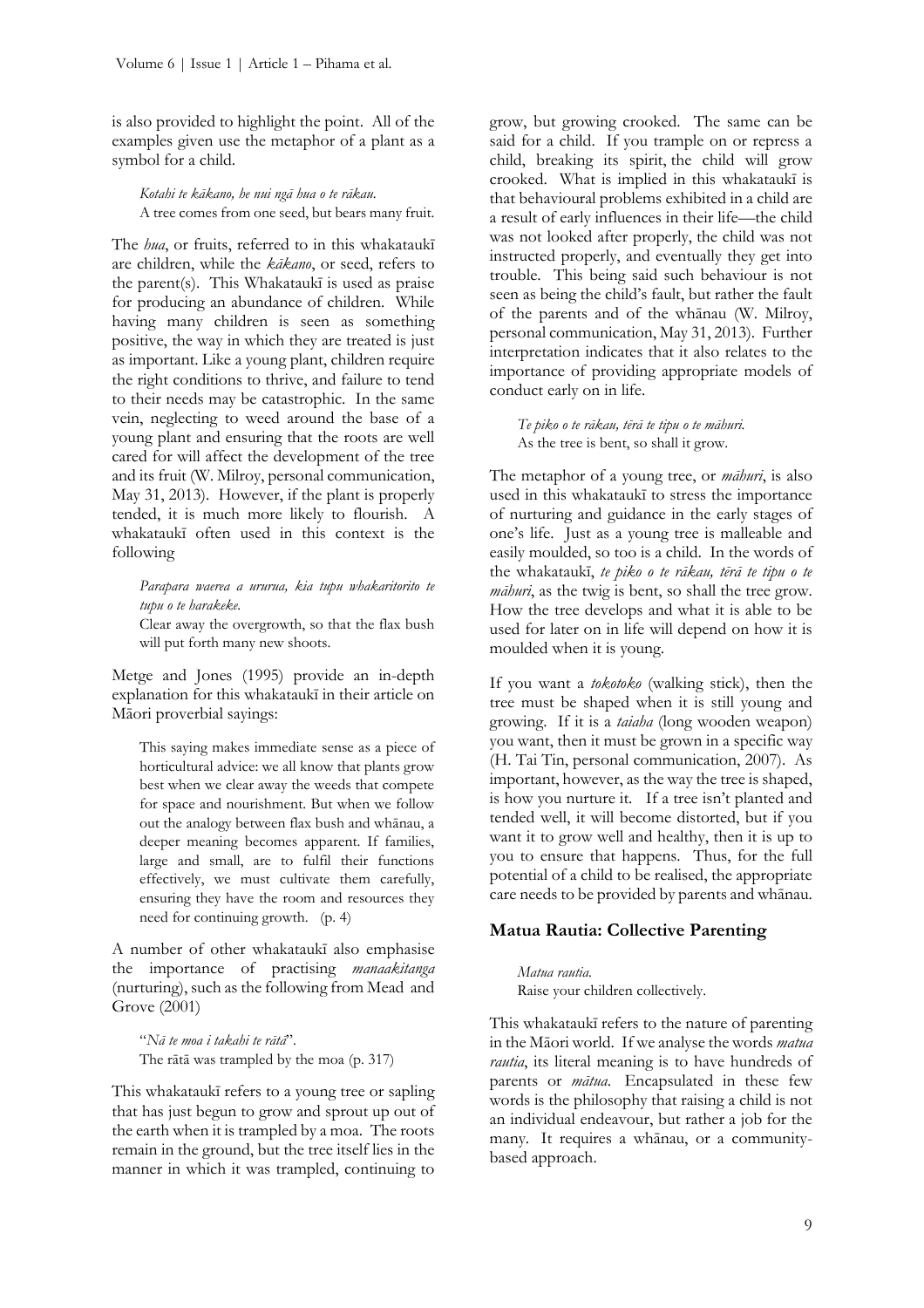is also provided to highlight the point. All of the examples given use the metaphor of a plant as a symbol for a child.

> *Kotahi te kākano, he nui ngā hua o te rākau.*
> A tree comes from one seed, but bears many fruit.

The *hua*, or fruits, referred to in this whakataukī are children, while the *kākano*, or seed, refers to the parent(s). This Whakataukī is used as praise for producing an abundance of children. While having many children is seen as something positive, the way in which they are treated is just as important. Like a young plant, children require the right conditions to thrive, and failure to tend to their needs may be catastrophic. In the same vein, neglecting to weed around the base of a young plant and ensuring that the roots are well cared for will affect the development of the tree and its fruit (W. Milroy, personal communication, May 31, 2013). However, if the plant is properly tended, it is much more likely to flourish. A whakataukī often used in this context is the following

> *Parapara waerea a ururua, kia tupu whakaritorito te tupu o te harakeke.*
> Clear away the overgrowth, so that the flax bush will put forth many new shoots.

Metge and Jones (1995) provide an in-depth explanation for this whakataukī in their article on Māori proverbial sayings:

> This saying makes immediate sense as a piece of horticultural advice: we all know that plants grow best when we clear away the weeds that compete for space and nourishment. But when we follow out the analogy between flax bush and whānau, a deeper meaning becomes apparent. If families, large and small, are to fulfil their functions effectively, we must cultivate them carefully, ensuring they have the room and resources they need for continuing growth. (p. 4)

A number of other whakataukī also emphasise the importance of practising *manaakitanga* (nurturing), such as the following from Mead and Grove (2001)

> "*Nā te moa i takahi te rātā*".
> The rātā was trampled by the moa (p. 317)

This whakataukī refers to a young tree or sapling that has just begun to grow and sprout up out of the earth when it is trampled by a moa. The roots remain in the ground, but the tree itself lies in the manner in which it was trampled, continuing to grow, but growing crooked. The same can be said for a child. If you trample on or repress a child, breaking its spirit, the child will grow crooked. What is implied in this whakataukī is that behavioural problems exhibited in a child are a result of early influences in their life—the child was not looked after properly, the child was not instructed properly, and eventually they get into trouble. This being said such behaviour is not seen as being the child's fault, but rather the fault of the parents and of the whānau (W. Milroy, personal communication, May 31, 2013). Further interpretation indicates that it also relates to the importance of providing appropriate models of conduct early on in life.

> *Te piko o te rākau, tērā te tipu o te māhuri.*
> As the tree is bent, so shall it grow.

The metaphor of a young tree, or *māhuri*, is also used in this whakataukī to stress the importance of nurturing and guidance in the early stages of one's life. Just as a young tree is malleable and easily moulded, so too is a child. In the words of the whakataukī, *te piko o te rākau, tērā te tipu o te māhuri*, as the twig is bent, so shall the tree grow. How the tree develops and what it is able to be used for later on in life will depend on how it is moulded when it is young.

If you want a *tokotoko* (walking stick), then the tree must be shaped when it is still young and growing. If it is a *taiaha* (long wooden weapon) you want, then it must be grown in a specific way (H. Tai Tin, personal communication, 2007). As important, however, as the way the tree is shaped, is how you nurture it. If a tree isn't planted and tended well, it will become distorted, but if you want it to grow well and healthy, then it is up to you to ensure that happens. Thus, for the full potential of a child to be realised, the appropriate care needs to be provided by parents and whānau.

## Matua Rautia: Collective Parenting

> *Matua rautia.*
> Raise your children collectively.

This whakataukī refers to the nature of parenting in the Māori world. If we analyse the words *matua rautia*, its literal meaning is to have hundreds of parents or *mātua*. Encapsulated in these few words is the philosophy that raising a child is not an individual endeavour, but rather a job for the many. It requires a whānau, or a community-based approach.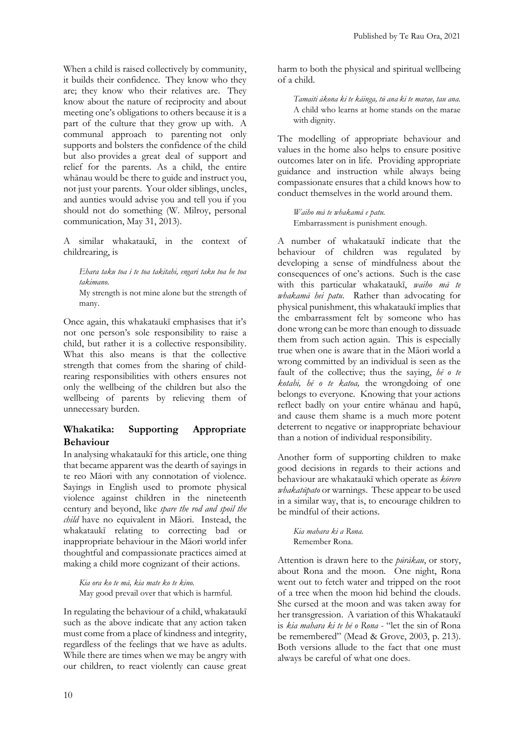When a child is raised collectively by community, it builds their confidence. They know who they are; they know who their relatives are. They know about the nature of reciprocity and about meeting one's obligations to others because it is a part of the culture that they grow up with. A communal approach to parenting not only supports and bolsters the confidence of the child but also provides a great deal of support and relief for the parents. As a child, the entire whānau would be there to guide and instruct you, not just your parents. Your older siblings, uncles, and aunties would advise you and tell you if you should not do something (W. Milroy, personal communication, May 31, 2013).

A similar whakataukī, in the context of childrearing, is

> *Ehara taku toa i te toa takitahi, engari taku toa he toa takimano.*
> My strength is not mine alone but the strength of many.

Once again, this whakataukī emphasises that it's not one person's sole responsibility to raise a child, but rather it is a collective responsibility. What this also means is that the collective strength that comes from the sharing of child-rearing responsibilities with others ensures not only the wellbeing of the children but also the wellbeing of parents by relieving them of unnecessary burden.

## Whakatika: Supporting Appropriate Behaviour

In analysing whakataukī for this article, one thing that became apparent was the dearth of sayings in te reo Māori with any connotation of violence. Sayings in English used to promote physical violence against children in the nineteenth century and beyond, like *spare the rod and spoil the child* have no equivalent in Māori. Instead, the whakataukī relating to correcting bad or inappropriate behaviour in the Māori world infer thoughtful and compassionate practices aimed at making a child more cognizant of their actions.

> *Kia ora ko te mā, kia mate ko te kino.*
> May good prevail over that which is harmful.

In regulating the behaviour of a child, whakataukī such as the above indicate that any action taken must come from a place of kindness and integrity, regardless of the feelings that we have as adults. While there are times when we may be angry with our children, to react violently can cause great harm to both the physical and spiritual wellbeing of a child.

> *Tamaiti ākona ki te kāinga, tū ana ki te marae, tau ana.*
> A child who learns at home stands on the marae with dignity.

The modelling of appropriate behaviour and values in the home also helps to ensure positive outcomes later on in life. Providing appropriate guidance and instruction while always being compassionate ensures that a child knows how to conduct themselves in the world around them.

> *Waiho mā te whakamā e patu.*
> Embarrassment is punishment enough.

A number of whakataukī indicate that the behaviour of children was regulated by developing a sense of mindfulness about the consequences of one's actions. Such is the case with this particular whakataukī, *waiho mā te whakamā hei patu.* Rather than advocating for physical punishment, this whakataukī implies that the embarrassment felt by someone who has done wrong can be more than enough to dissuade them from such action again. This is especially true when one is aware that in the Māori world a wrong committed by an individual is seen as the fault of the collective; thus the saying, *hē o te kotahi, hē o te katoa,* the wrongdoing of one belongs to everyone. Knowing that your actions reflect badly on your entire whānau and hapū, and cause them shame is a much more potent deterrent to negative or inappropriate behaviour than a notion of individual responsibility.

Another form of supporting children to make good decisions in regards to their actions and behaviour are whakataukī which operate as *kōrero whakatūpato* or warnings. These appear to be used in a similar way, that is, to encourage children to be mindful of their actions.

> *Kia mahara ki a Rona.*
> Remember Rona.

Attention is drawn here to the *pūrākau*, or story, about Rona and the moon. One night, Rona went out to fetch water and tripped on the root of a tree when the moon hid behind the clouds. She cursed at the moon and was taken away for her transgression. A variation of this Whakataukī is *kia mahara ki te hē o Rona* - "let the sin of Rona be remembered" (Mead & Grove, 2003, p. 213). Both versions allude to the fact that one must always be careful of what one does.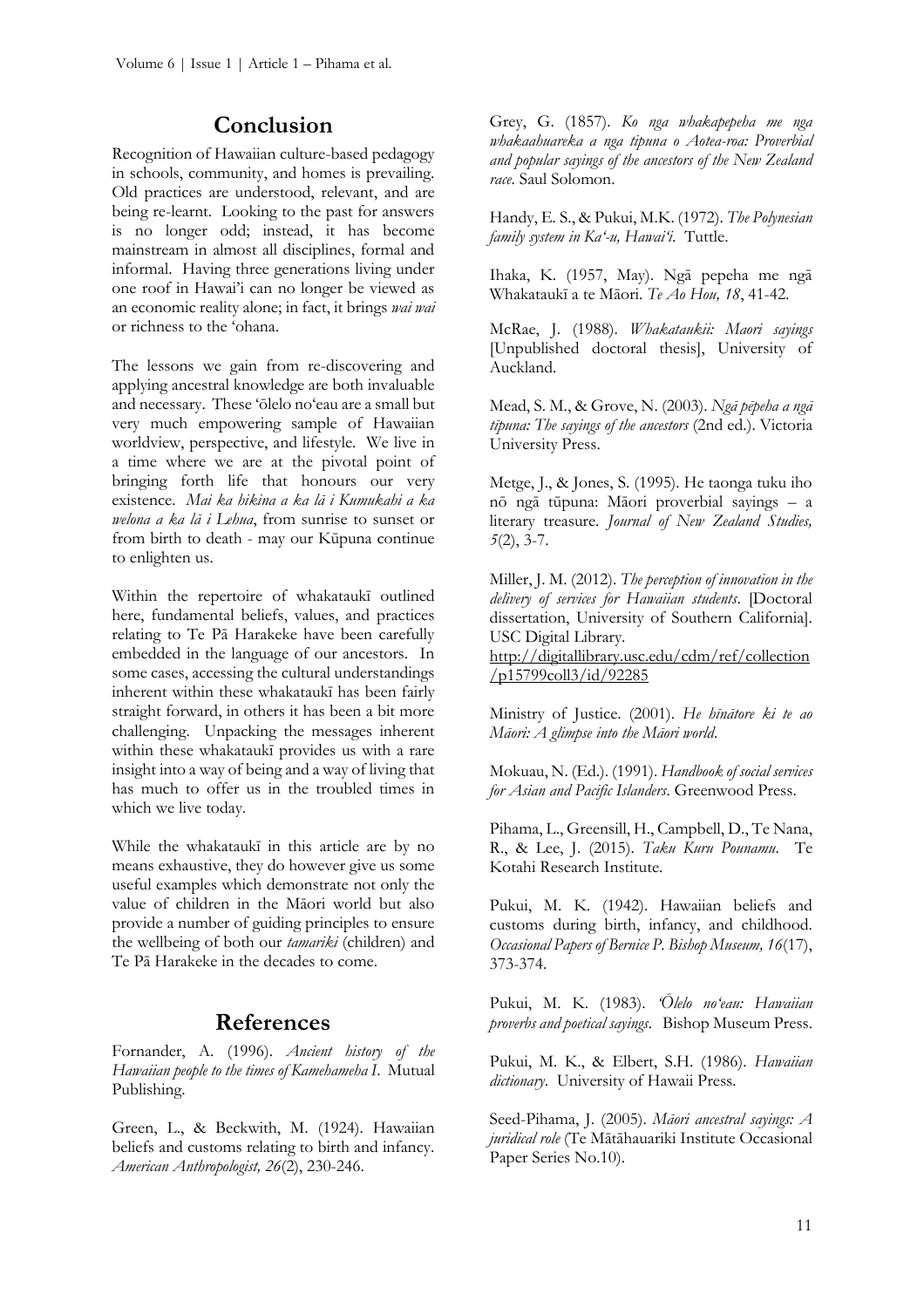## Conclusion

Recognition of Hawaiian culture-based pedagogy in schools, community, and homes is prevailing. Old practices are understood, relevant, and are being re-learnt. Looking to the past for answers is no longer odd; instead, it has become mainstream in almost all disciplines, formal and informal. Having three generations living under one roof in Hawai'i can no longer be viewed as an economic reality alone; in fact, it brings *wai wai* or richness to the ʻohana.

The lessons we gain from re-discovering and applying ancestral knowledge are both invaluable and necessary. These ʻōlelo noʻeau are a small but very much empowering sample of Hawaiian worldview, perspective, and lifestyle. We live in a time where we are at the pivotal point of bringing forth life that honours our very existence. *Mai ka hikina a ka lā i Kumukahi a ka welona a ka lā i Lehua*, from sunrise to sunset or from birth to death - may our Kūpuna continue to enlighten us.

Within the repertoire of whakataukī outlined here, fundamental beliefs, values, and practices relating to Te Pā Harakeke have been carefully embedded in the language of our ancestors. In some cases, accessing the cultural understandings inherent within these whakataukī has been fairly straight forward, in others it has been a bit more challenging. Unpacking the messages inherent within these whakataukī provides us with a rare insight into a way of being and a way of living that has much to offer us in the troubled times in which we live today.

While the whakataukī in this article are by no means exhaustive, they do however give us some useful examples which demonstrate not only the value of children in the Māori world but also provide a number of guiding principles to ensure the wellbeing of both our *tamariki* (children) and Te Pā Harakeke in the decades to come.

## References

Fornander, A. (1996). *Ancient history of the Hawaiian people to the times of Kamehameha I*. Mutual Publishing.

Green, L., & Beckwith, M. (1924). Hawaiian beliefs and customs relating to birth and infancy. *American Anthropologist, 26*(2), 230-246.

Grey, G. (1857). *Ko nga whakapepeha me nga whakaahuareka a nga tipuna o Aotea-roa: Proverbial and popular sayings of the ancestors of the New Zealand race*. Saul Solomon.

Handy, E. S., & Pukui, M.K. (1972). *The Polynesian family system in Ka'-u, Hawai'i*. Tuttle.

Ihaka, K. (1957, May). Ngā pepeha me ngā Whakataukī a te Māori. *Te Ao Hou, 18*, 41-42.

McRae, J. (1988). *Whakataukii: Maori sayings* [Unpublished doctoral thesis], University of Auckland.

Mead, S. M., & Grove, N. (2003). *Ngā pēpeha a ngā tīpuna: The sayings of the ancestors* (2nd ed.). Victoria University Press.

Metge, J., & Jones, S. (1995). He taonga tuku iho nō ngā tūpuna: Māori proverbial sayings – a literary treasure. *Journal of New Zealand Studies, 5*(2), 3-7.

Miller, J. M. (2012). *The perception of innovation in the delivery of services for Hawaiian students*. [Doctoral dissertation, University of Southern California]. USC Digital Library. http://digitallibrary.usc.edu/cdm/ref/collection/p15799coll3/id/92285

Ministry of Justice. (2001). *He hīnātore ki te ao Māori: A glimpse into the Māori world*.

Mokuau, N. (Ed.). (1991). *Handbook of social services for Asian and Pacific Islanders*. Greenwood Press.

Pihama, L., Greensill, H., Campbell, D., Te Nana, R., & Lee, J. (2015). *Taku Kuru Pounamu*. Te Kotahi Research Institute.

Pukui, M. K. (1942). Hawaiian beliefs and customs during birth, infancy, and childhood. *Occasional Papers of Bernice P. Bishop Museum, 16*(17), 373-374.

Pukui, M. K. (1983). *ʻŌlelo noʻeau: Hawaiian proverbs and poetical sayings*. Bishop Museum Press.

Pukui, M. K., & Elbert, S.H. (1986). *Hawaiian dictionary*. University of Hawaii Press.

Seed-Pihama, J. (2005). *Māori ancestral sayings: A juridical role* (Te Mātāhauariki Institute Occasional Paper Series No.10).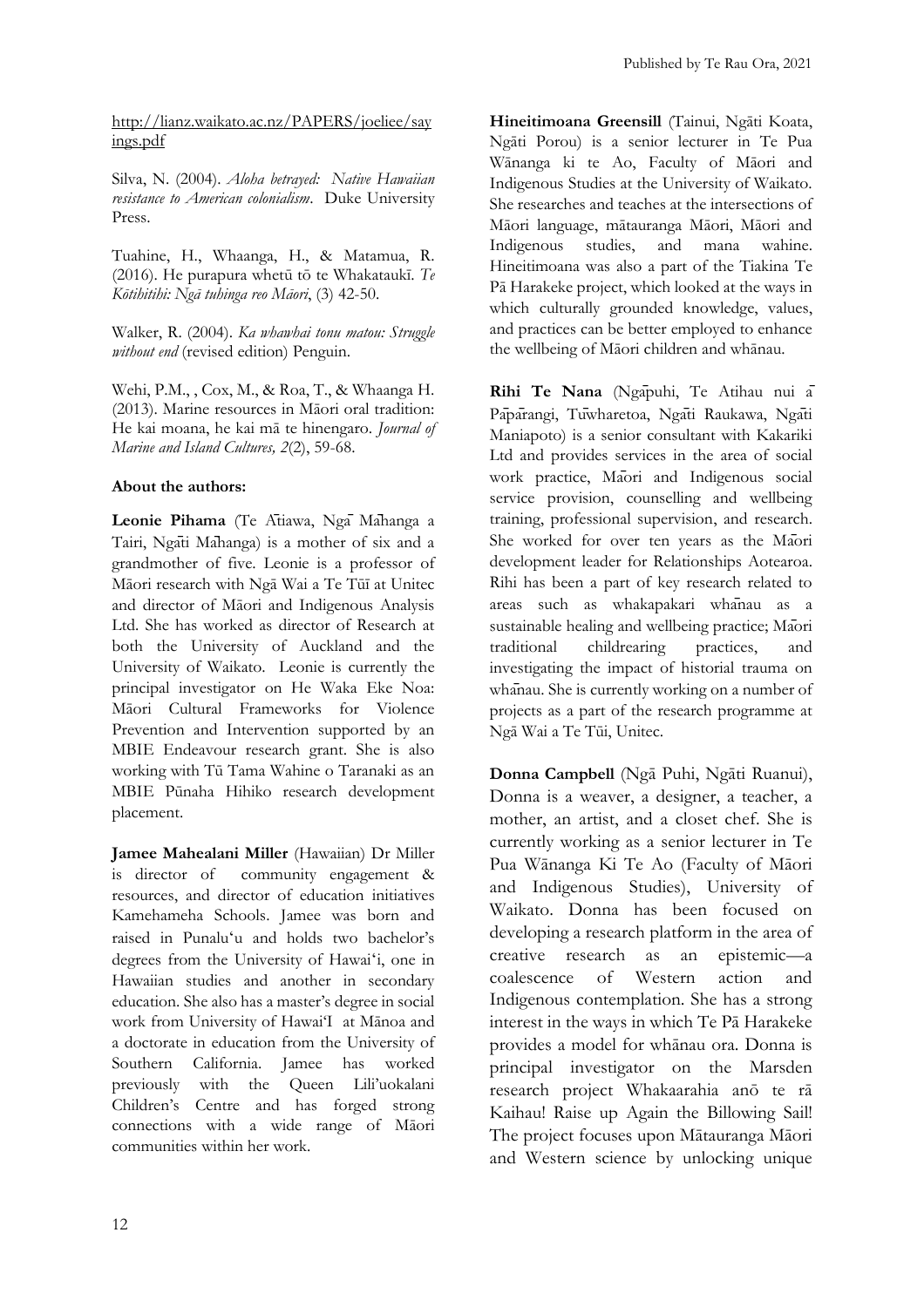http://lianz.waikato.ac.nz/PAPERS/joeliee/sayings.pdf

Silva, N. (2004). *Aloha betrayed: Native Hawaiian resistance to American colonialism*. Duke University Press.

Tuahine, H., Whaanga, H., & Matamua, R. (2016). He purapura whetū tō te Whakataukī. *Te Kōtihitihi: Ngā tuhinga reo Māori*, (3) 42-50.

Walker, R. (2004). *Ka whawhai tonu matou: Struggle without end* (revised edition) Penguin.

Wehi, P.M., , Cox, M., & Roa, T., & Whaanga H. (2013). Marine resources in Māori oral tradition: He kai moana, he kai mā te hinengaro. *Journal of Marine and Island Cultures, 2*(2), 59-68.

**About the authors:**

**Leonie Pihama** (Te Ātiawa, Ngā Māhanga a Tairi, Ngāti Māhanga) is a mother of six and a grandmother of five. Leonie is a professor of Māori research with Ngā Wai a Te Tūī at Unitec and director of Māori and Indigenous Analysis Ltd. She has worked as director of Research at both the University of Auckland and the University of Waikato. Leonie is currently the principal investigator on He Waka Eke Noa: Māori Cultural Frameworks for Violence Prevention and Intervention supported by an MBIE Endeavour research grant. She is also working with Tū Tama Wahine o Taranaki as an MBIE Pūnaha Hihiko research development placement.

**Jamee Mahealani Miller** (Hawaiian) Dr Miller is director of community engagement & resources, and director of education initiatives Kamehameha Schools. Jamee was born and raised in Punaluʻu and holds two bachelor's degrees from the University of Hawaiʻi, one in Hawaiian studies and another in secondary education. She also has a master's degree in social work from University of HawaiʻI at Mānoa and a doctorate in education from the University of Southern California. Jamee has worked previously with the Queen Lili'uokalani Children's Centre and has forged strong connections with a wide range of Māori communities within her work.

**Hineitimoana Greensill** (Tainui, Ngāti Koata, Ngāti Porou) is a senior lecturer in Te Pua Wānanga ki te Ao, Faculty of Māori and Indigenous Studies at the University of Waikato. She researches and teaches at the intersections of Māori language, mātauranga Māori, Māori and Indigenous studies, and mana wahine. Hineitimoana was also a part of the Tiakina Te Pā Harakeke project, which looked at the ways in which culturally grounded knowledge, values, and practices can be better employed to enhance the wellbeing of Māori children and whānau.

**Rihi Te Nana** (Ngāpuhi, Te Atihau nui ā Pāpārangi, Tūwharetoa, Ngāti Raukawa, Ngāti Maniapoto) is a senior consultant with Kakariki Ltd and provides services in the area of social work practice, Māori and Indigenous social service provision, counselling and wellbeing training, professional supervision, and research. She worked for over ten years as the Māori development leader for Relationships Aotearoa. Rihi has been a part of key research related to areas such as whakapakari whānau as a sustainable healing and wellbeing practice; Māori traditional childrearing practices, and investigating the impact of historial trauma on whānau. She is currently working on a number of projects as a part of the research programme at Ngā Wai a Te Tūī, Unitec.

**Donna Campbell** (Ngā Puhi, Ngāti Ruanui), Donna is a weaver, a designer, a teacher, a mother, an artist, and a closet chef. She is currently working as a senior lecturer in Te Pua Wānanga Ki Te Ao (Faculty of Māori and Indigenous Studies), University of Waikato. Donna has been focused on developing a research platform in the area of creative research as an epistemic—a coalescence of Western action and Indigenous contemplation. She has a strong interest in the ways in which Te Pā Harakeke provides a model for whānau ora. Donna is principal investigator on the Marsden research project Whakaarahia anō te rā Kaihau! Raise up Again the Billowing Sail! The project focuses upon Mātauranga Māori and Western science by unlocking unique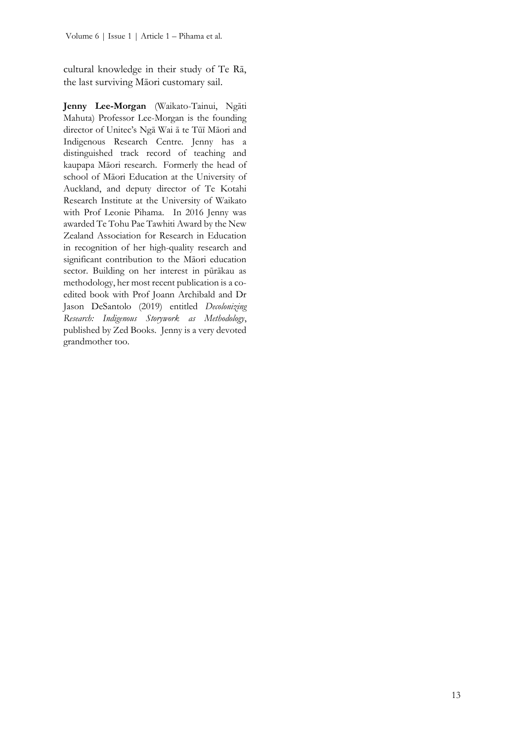cultural knowledge in their study of Te Rā, the last surviving Māori customary sail.

**Jenny Lee-Morgan** (Waikato-Tainui, Ngāti Mahuta) Professor Lee-Morgan is the founding director of Unitec's Ngā Wai ā te Tūī Māori and Indigenous Research Centre. Jenny has a distinguished track record of teaching and kaupapa Māori research. Formerly the head of school of Māori Education at the University of Auckland, and deputy director of Te Kotahi Research Institute at the University of Waikato with Prof Leonie Pihama. In 2016 Jenny was awarded Te Tohu Pae Tawhiti Award by the New Zealand Association for Research in Education in recognition of her high-quality research and significant contribution to the Māori education sector. Building on her interest in pūrākau as methodology, her most recent publication is a co-edited book with Prof Joann Archibald and Dr Jason DeSantolo (2019) entitled *Decolonizing Research: Indigenous Storywork as Methodology*, published by Zed Books. Jenny is a very devoted grandmother too.